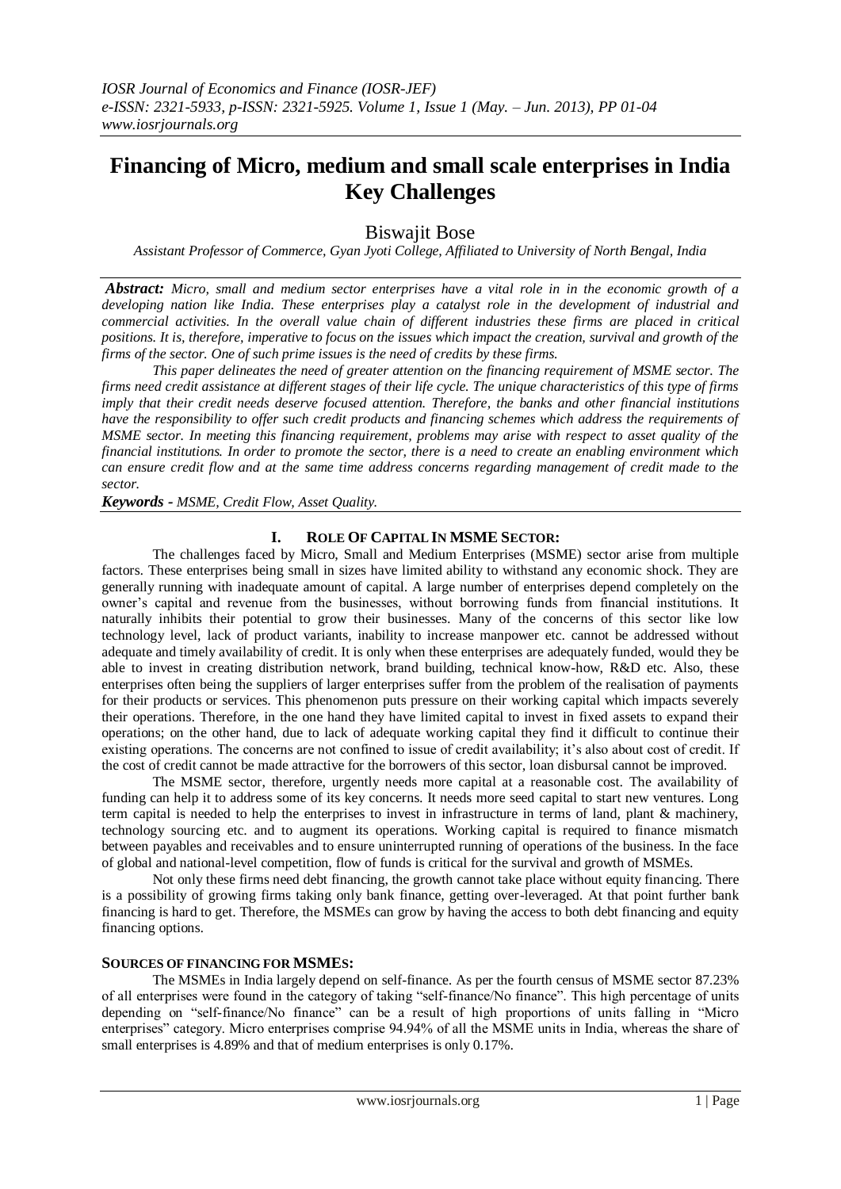# Financing of Micro, medium and small scale enterprises in India Key Challenges

Biswajit Bose

*Assistant Professor of Commerce, Gyan Jyoti College, Affiliated to University of North Bengal, India*

***Abstract:*** *Micro, small and medium sector enterprises have a vital role in in the economic growth of a developing nation like India. These enterprises play a catalyst role in the development of industrial and commercial activities. In the overall value chain of different industries these firms are placed in critical positions. It is, therefore, imperative to focus on the issues which impact the creation, survival and growth of the firms of the sector. One of such prime issues is the need of credits by these firms.*

*This paper delineates the need of greater attention on the financing requirement of MSME sector. The firms need credit assistance at different stages of their life cycle. The unique characteristics of this type of firms imply that their credit needs deserve focused attention. Therefore, the banks and other financial institutions have the responsibility to offer such credit products and financing schemes which address the requirements of MSME sector. In meeting this financing requirement, problems may arise with respect to asset quality of the financial institutions. In order to promote the sector, there is a need to create an enabling environment which can ensure credit flow and at the same time address concerns regarding management of credit made to the sector.*

***Keywords -*** *MSME, Credit Flow, Asset Quality.*

## I. Role Of Capital In MSME Sector:

The challenges faced by Micro, Small and Medium Enterprises (MSME) sector arise from multiple factors. These enterprises being small in sizes have limited ability to withstand any economic shock. They are generally running with inadequate amount of capital. A large number of enterprises depend completely on the owner's capital and revenue from the businesses, without borrowing funds from financial institutions. It naturally inhibits their potential to grow their businesses. Many of the concerns of this sector like low technology level, lack of product variants, inability to increase manpower etc. cannot be addressed without adequate and timely availability of credit. It is only when these enterprises are adequately funded, would they be able to invest in creating distribution network, brand building, technical know-how, R&D etc. Also, these enterprises often being the suppliers of larger enterprises suffer from the problem of the realisation of payments for their products or services. This phenomenon puts pressure on their working capital which impacts severely their operations. Therefore, in the one hand they have limited capital to invest in fixed assets to expand their operations; on the other hand, due to lack of adequate working capital they find it difficult to continue their existing operations. The concerns are not confined to issue of credit availability; it's also about cost of credit. If the cost of credit cannot be made attractive for the borrowers of this sector, loan disbursal cannot be improved.

The MSME sector, therefore, urgently needs more capital at a reasonable cost. The availability of funding can help it to address some of its key concerns. It needs more seed capital to start new ventures. Long term capital is needed to help the enterprises to invest in infrastructure in terms of land, plant & machinery, technology sourcing etc. and to augment its operations. Working capital is required to finance mismatch between payables and receivables and to ensure uninterrupted running of operations of the business. In the face of global and national-level competition, flow of funds is critical for the survival and growth of MSMEs.

Not only these firms need debt financing, the growth cannot take place without equity financing. There is a possibility of growing firms taking only bank finance, getting over-leveraged. At that point further bank financing is hard to get. Therefore, the MSMEs can grow by having the access to both debt financing and equity financing options.

### Sources Of Financing For MSMEs:

The MSMEs in India largely depend on self-finance. As per the fourth census of MSME sector 87.23% of all enterprises were found in the category of taking "self-finance/No finance". This high percentage of units depending on "self-finance/No finance" can be a result of high proportions of units falling in "Micro enterprises" category. Micro enterprises comprise 94.94% of all the MSME units in India, whereas the share of small enterprises is 4.89% and that of medium enterprises is only 0.17%.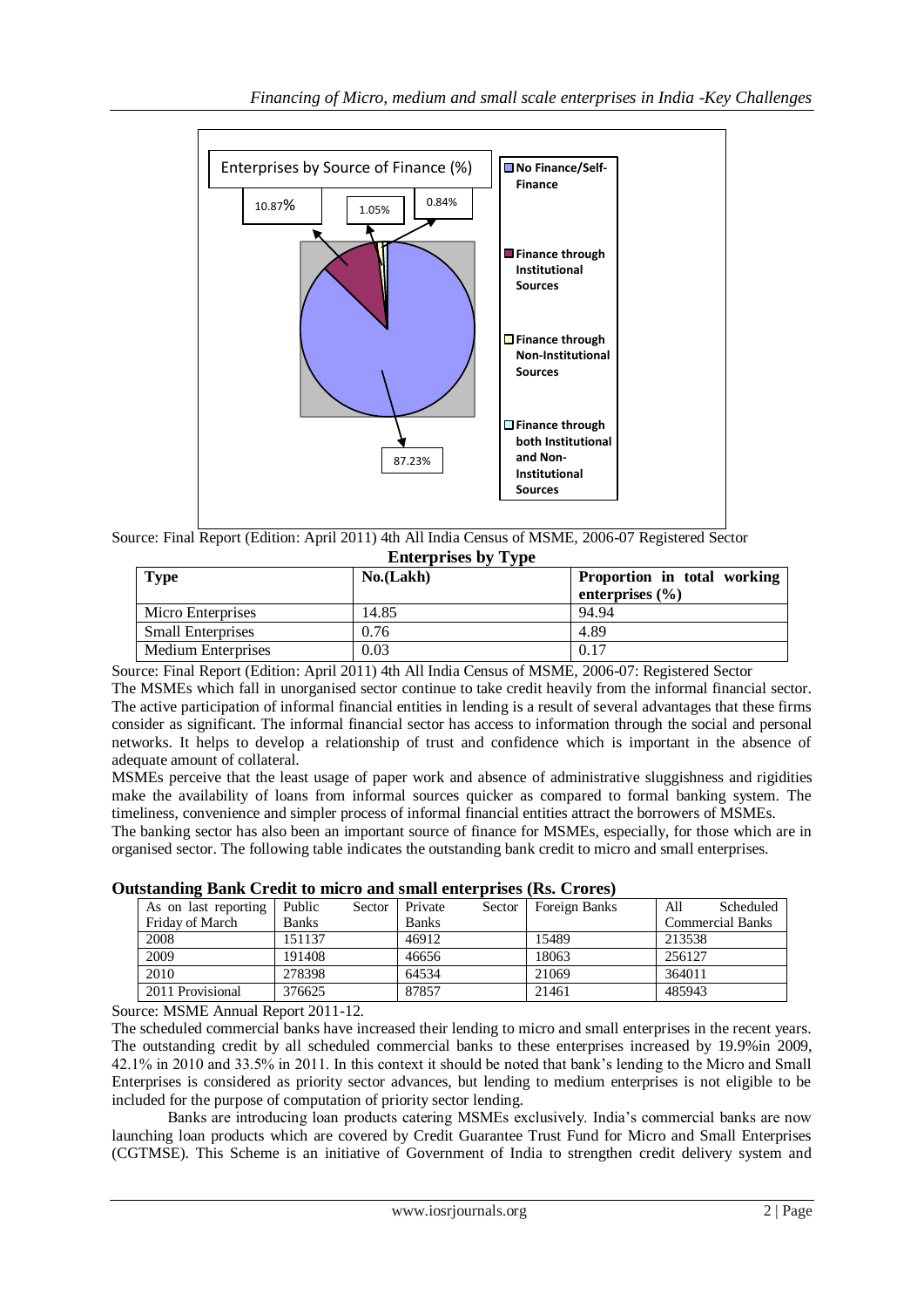Enterprises by Source of Finance (%)

- No Finance/Self-Finance: 87.23%
- Finance through Institutional Sources: 10.87%
- Finance through Non-Institutional Sources: 1.05%
- Finance through both Institutional and Non-Institutional Sources: 0.84%

Source: Final Report (Edition: April 2011) 4th All India Census of MSME, 2006-07 Registered Sector

**Enterprises by Type**

| Type | No.(Lakh) | Proportion in total working enterprises (%) |
|---|---|---|
| Micro Enterprises | 14.85 | 94.94 |
| Small Enterprises | 0.76 | 4.89 |
| Medium Enterprises | 0.03 | 0.17 |

Source: Final Report (Edition: April 2011) 4th All India Census of MSME, 2006-07: Registered Sector

The MSMEs which fall in unorganised sector continue to take credit heavily from the informal financial sector. The active participation of informal financial entities in lending is a result of several advantages that these firms consider as significant. The informal financial sector has access to information through the social and personal networks. It helps to develop a relationship of trust and confidence which is important in the absence of adequate amount of collateral.

MSMEs perceive that the least usage of paper work and absence of administrative sluggishness and rigidities make the availability of loans from informal sources quicker as compared to formal banking system. The timeliness, convenience and simpler process of informal financial entities attract the borrowers of MSMEs.

The banking sector has also been an important source of finance for MSMEs, especially, for those which are in organised sector. The following table indicates the outstanding bank credit to micro and small enterprises.

**Outstanding Bank Credit to micro and small enterprises (Rs. Crores)**

| As on last reporting Friday of March | Public Sector Banks | Private Sector Banks | Foreign Banks | All Scheduled Commercial Banks |
|---|---|---|---|---|
| 2008 | 151137 | 46912 | 15489 | 213538 |
| 2009 | 191408 | 46656 | 18063 | 256127 |
| 2010 | 278398 | 64534 | 21069 | 364011 |
| 2011 Provisional | 376625 | 87857 | 21461 | 485943 |

Source: MSME Annual Report 2011-12.

The scheduled commercial banks have increased their lending to micro and small enterprises in the recent years. The outstanding credit by all scheduled commercial banks to these enterprises increased by 19.9%in 2009, 42.1% in 2010 and 33.5% in 2011. In this context it should be noted that bank's lending to the Micro and Small Enterprises is considered as priority sector advances, but lending to medium enterprises is not eligible to be included for the purpose of computation of priority sector lending.

Banks are introducing loan products catering MSMEs exclusively. India's commercial banks are now launching loan products which are covered by Credit Guarantee Trust Fund for Micro and Small Enterprises (CGTMSE). This Scheme is an initiative of Government of India to strengthen credit delivery system and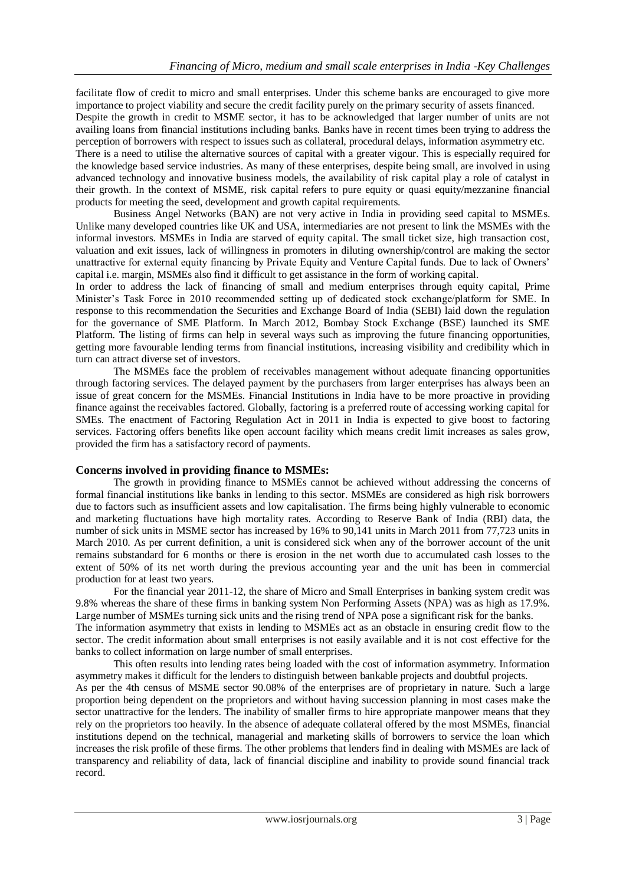facilitate flow of credit to micro and small enterprises. Under this scheme banks are encouraged to give more importance to project viability and secure the credit facility purely on the primary security of assets financed.

Despite the growth in credit to MSME sector, it has to be acknowledged that larger number of units are not availing loans from financial institutions including banks. Banks have in recent times been trying to address the perception of borrowers with respect to issues such as collateral, procedural delays, information asymmetry etc.

There is a need to utilise the alternative sources of capital with a greater vigour. This is especially required for the knowledge based service industries. As many of these enterprises, despite being small, are involved in using advanced technology and innovative business models, the availability of risk capital play a role of catalyst in their growth. In the context of MSME, risk capital refers to pure equity or quasi equity/mezzanine financial products for meeting the seed, development and growth capital requirements.

Business Angel Networks (BAN) are not very active in India in providing seed capital to MSMEs. Unlike many developed countries like UK and USA, intermediaries are not present to link the MSMEs with the informal investors. MSMEs in India are starved of equity capital. The small ticket size, high transaction cost, valuation and exit issues, lack of willingness in promoters in diluting ownership/control are making the sector unattractive for external equity financing by Private Equity and Venture Capital funds. Due to lack of Owners' capital i.e. margin, MSMEs also find it difficult to get assistance in the form of working capital.

In order to address the lack of financing of small and medium enterprises through equity capital, Prime Minister's Task Force in 2010 recommended setting up of dedicated stock exchange/platform for SME. In response to this recommendation the Securities and Exchange Board of India (SEBI) laid down the regulation for the governance of SME Platform. In March 2012, Bombay Stock Exchange (BSE) launched its SME Platform. The listing of firms can help in several ways such as improving the future financing opportunities, getting more favourable lending terms from financial institutions, increasing visibility and credibility which in turn can attract diverse set of investors.

The MSMEs face the problem of receivables management without adequate financing opportunities through factoring services. The delayed payment by the purchasers from larger enterprises has always been an issue of great concern for the MSMEs. Financial Institutions in India have to be more proactive in providing finance against the receivables factored. Globally, factoring is a preferred route of accessing working capital for SMEs. The enactment of Factoring Regulation Act in 2011 in India is expected to give boost to factoring services. Factoring offers benefits like open account facility which means credit limit increases as sales grow, provided the firm has a satisfactory record of payments.

## Concerns involved in providing finance to MSMEs:

The growth in providing finance to MSMEs cannot be achieved without addressing the concerns of formal financial institutions like banks in lending to this sector. MSMEs are considered as high risk borrowers due to factors such as insufficient assets and low capitalisation. The firms being highly vulnerable to economic and marketing fluctuations have high mortality rates. According to Reserve Bank of India (RBI) data, the number of sick units in MSME sector has increased by 16% to 90,141 units in March 2011 from 77,723 units in March 2010. As per current definition, a unit is considered sick when any of the borrower account of the unit remains substandard for 6 months or there is erosion in the net worth due to accumulated cash losses to the extent of 50% of its net worth during the previous accounting year and the unit has been in commercial production for at least two years.

For the financial year 2011-12, the share of Micro and Small Enterprises in banking system credit was 9.8% whereas the share of these firms in banking system Non Performing Assets (NPA) was as high as 17.9%. Large number of MSMEs turning sick units and the rising trend of NPA pose a significant risk for the banks.

The information asymmetry that exists in lending to MSMEs act as an obstacle in ensuring credit flow to the sector. The credit information about small enterprises is not easily available and it is not cost effective for the banks to collect information on large number of small enterprises.

This often results into lending rates being loaded with the cost of information asymmetry. Information asymmetry makes it difficult for the lenders to distinguish between bankable projects and doubtful projects.

As per the 4th census of MSME sector 90.08% of the enterprises are of proprietary in nature. Such a large proportion being dependent on the proprietors and without having succession planning in most cases make the sector unattractive for the lenders. The inability of smaller firms to hire appropriate manpower means that they rely on the proprietors too heavily. In the absence of adequate collateral offered by the most MSMEs, financial institutions depend on the technical, managerial and marketing skills of borrowers to service the loan which increases the risk profile of these firms. The other problems that lenders find in dealing with MSMEs are lack of transparency and reliability of data, lack of financial discipline and inability to provide sound financial track record.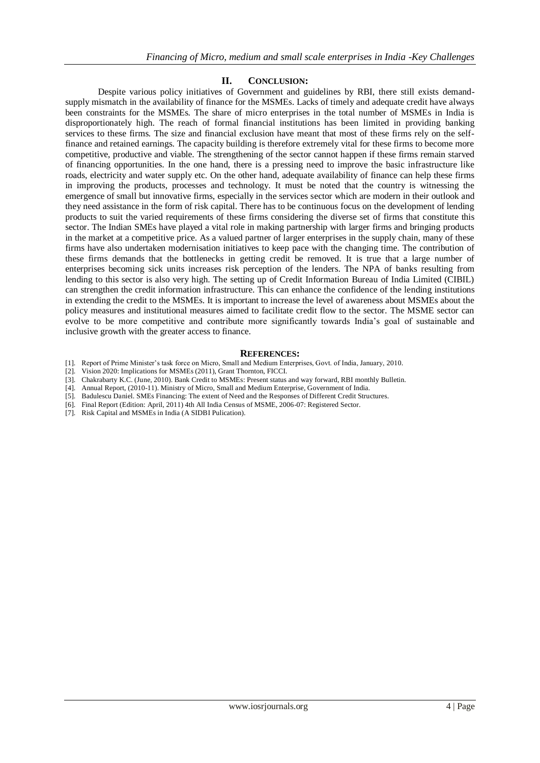## II. CONCLUSION:

Despite various policy initiatives of Government and guidelines by RBI, there still exists demand-supply mismatch in the availability of finance for the MSMEs. Lacks of timely and adequate credit have always been constraints for the MSMEs. The share of micro enterprises in the total number of MSMEs in India is disproportionately high. The reach of formal financial institutions has been limited in providing banking services to these firms. The size and financial exclusion have meant that most of these firms rely on the self-finance and retained earnings. The capacity building is therefore extremely vital for these firms to become more competitive, productive and viable. The strengthening of the sector cannot happen if these firms remain starved of financing opportunities. In the one hand, there is a pressing need to improve the basic infrastructure like roads, electricity and water supply etc. On the other hand, adequate availability of finance can help these firms in improving the products, processes and technology. It must be noted that the country is witnessing the emergence of small but innovative firms, especially in the services sector which are modern in their outlook and they need assistance in the form of risk capital. There has to be continuous focus on the development of lending products to suit the varied requirements of these firms considering the diverse set of firms that constitute this sector. The Indian SMEs have played a vital role in making partnership with larger firms and bringing products in the market at a competitive price. As a valued partner of larger enterprises in the supply chain, many of these firms have also undertaken modernisation initiatives to keep pace with the changing time. The contribution of these firms demands that the bottlenecks in getting credit be removed. It is true that a large number of enterprises becoming sick units increases risk perception of the lenders. The NPA of banks resulting from lending to this sector is also very high. The setting up of Credit Information Bureau of India Limited (CIBIL) can strengthen the credit information infrastructure. This can enhance the confidence of the lending institutions in extending the credit to the MSMEs. It is important to increase the level of awareness about MSMEs about the policy measures and institutional measures aimed to facilitate credit flow to the sector. The MSME sector can evolve to be more competitive and contribute more significantly towards India's goal of sustainable and inclusive growth with the greater access to finance.

## REFERENCES:

[1]. Report of Prime Minister's task force on Micro, Small and Medium Enterprises, Govt. of India, January, 2010.
[2]. Vision 2020: Implications for MSMEs (2011), Grant Thornton, FICCI.
[3]. Chakrabarty K.C. (June, 2010). Bank Credit to MSMEs: Present status and way forward, RBI monthly Bulletin.
[4]. Annual Report, (2010-11). Ministry of Micro, Small and Medium Enterprise, Government of India.
[5]. Badulescu Daniel. SMEs Financing: The extent of Need and the Responses of Different Credit Structures.
[6]. Final Report (Edition: April, 2011) 4th All India Census of MSME, 2006-07: Registered Sector.
[7]. Risk Capital and MSMEs in India (A SIDBI Pulication).